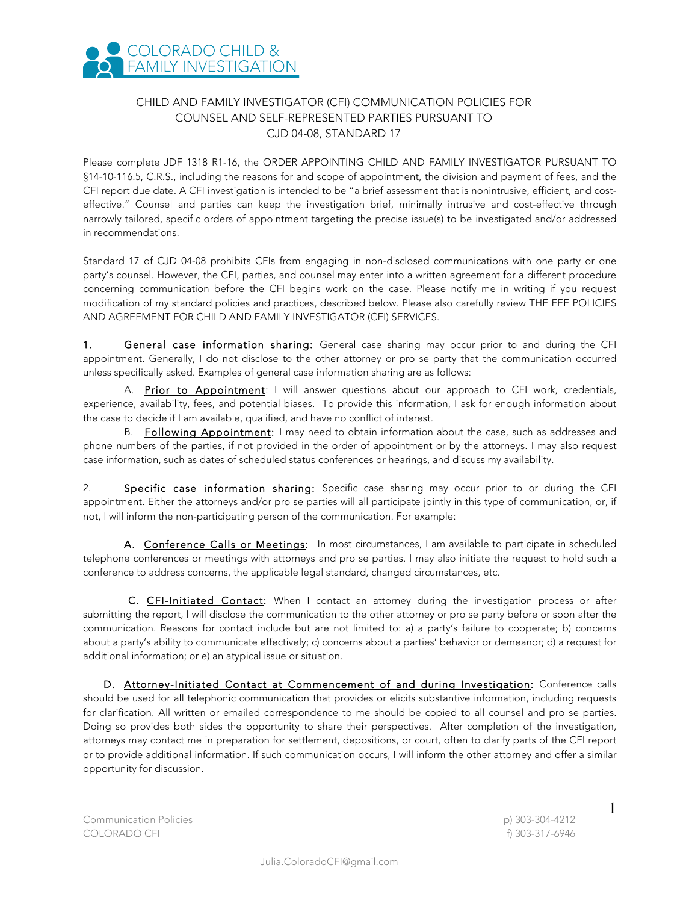COLORADO CHILD & FAMILY INVESTIGATION

# CHILD AND FAMILY INVESTIGATOR (CFI) COMMUNICATION POLICIES FOR COUNSEL AND SELF-REPRESENTED PARTIES PURSUANT TO CJD 04-08, STANDARD 17

Please complete JDF 1318 R1-16, the ORDER APPOINTING CHILD AND FAMILY INVESTIGATOR PURSUANT TO §14-10-116.5, C.R.S., including the reasons for and scope of appointment, the division and payment of fees, and the CFI report due date. A CFI investigation is intended to be "a brief assessment that is nonintrusive, efficient, and cost-effective." Counsel and parties can keep the investigation brief, minimally intrusive and cost-effective through narrowly tailored, specific orders of appointment targeting the precise issue(s) to be investigated and/or addressed in recommendations.

Standard 17 of CJD 04-08 prohibits CFIs from engaging in non-disclosed communications with one party or one party's counsel. However, the CFI, parties, and counsel may enter into a written agreement for a different procedure concerning communication before the CFI begins work on the case. Please notify me in writing if you request modification of my standard policies and practices, described below. Please also carefully review THE FEE POLICIES AND AGREEMENT FOR CHILD AND FAMILY INVESTIGATOR (CFI) SERVICES.

1. **General case information sharing:** General case sharing may occur prior to and during the CFI appointment. Generally, I do not disclose to the other attorney or pro se party that the communication occurred unless specifically asked. Examples of general case information sharing are as follows:

A. <u>Prior to Appointment</u>: I will answer questions about our approach to CFI work, credentials, experience, availability, fees, and potential biases. To provide this information, I ask for enough information about the case to decide if I am available, qualified, and have no conflict of interest.

B. <u>Following Appointment</u>: I may need to obtain information about the case, such as addresses and phone numbers of the parties, if not provided in the order of appointment or by the attorneys. I may also request case information, such as dates of scheduled status conferences or hearings, and discuss my availability.

2. **Specific case information sharing:** Specific case sharing may occur prior to or during the CFI appointment. Either the attorneys and/or pro se parties will all participate jointly in this type of communication, or, if not, I will inform the non-participating person of the communication. For example:

A. <u>Conference Calls or Meetings</u>: In most circumstances, I am available to participate in scheduled telephone conferences or meetings with attorneys and pro se parties. I may also initiate the request to hold such a conference to address concerns, the applicable legal standard, changed circumstances, etc.

C. <u>CFI-Initiated Contact</u>: When I contact an attorney during the investigation process or after submitting the report, I will disclose the communication to the other attorney or pro se party before or soon after the communication. Reasons for contact include but are not limited to: a) a party's failure to cooperate; b) concerns about a party's ability to communicate effectively; c) concerns about a parties' behavior or demeanor; d) a request for additional information; or e) an atypical issue or situation.

D. <u>Attorney-Initiated Contact at Commencement of and during Investigation</u>: Conference calls should be used for all telephonic communication that provides or elicits substantive information, including requests for clarification. All written or emailed correspondence to me should be copied to all counsel and pro se parties. Doing so provides both sides the opportunity to share their perspectives. After completion of the investigation, attorneys may contact me in preparation for settlement, depositions, or court, often to clarify parts of the CFI report or to provide additional information. If such communication occurs, I will inform the other attorney and offer a similar opportunity for discussion.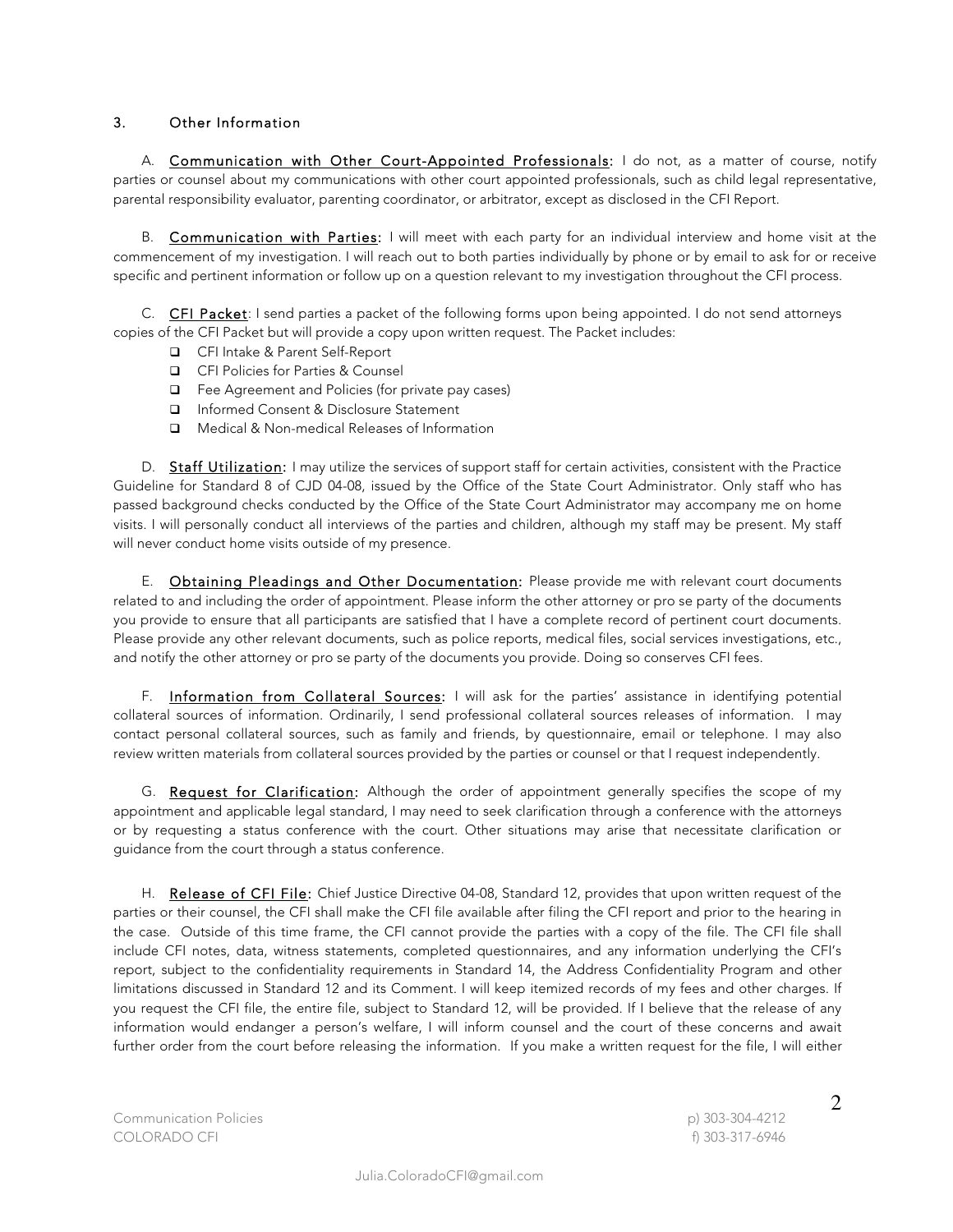### 3. Other Information

A. **Communication with Other Court-Appointed Professionals:** I do not, as a matter of course, notify parties or counsel about my communications with other court appointed professionals, such as child legal representative, parental responsibility evaluator, parenting coordinator, or arbitrator, except as disclosed in the CFI Report.

B. **Communication with Parties:** I will meet with each party for an individual interview and home visit at the commencement of my investigation. I will reach out to both parties individually by phone or by email to ask for or receive specific and pertinent information or follow up on a question relevant to my investigation throughout the CFI process.

C. **CFI Packet**: I send parties a packet of the following forms upon being appointed. I do not send attorneys copies of the CFI Packet but will provide a copy upon written request. The Packet includes:

- CFI Intake & Parent Self-Report
- CFI Policies for Parties & Counsel
- Fee Agreement and Policies (for private pay cases)
- Informed Consent & Disclosure Statement
- Medical & Non-medical Releases of Information

D. **Staff Utilization:** I may utilize the services of support staff for certain activities, consistent with the Practice Guideline for Standard 8 of CJD 04-08, issued by the Office of the State Court Administrator. Only staff who has passed background checks conducted by the Office of the State Court Administrator may accompany me on home visits. I will personally conduct all interviews of the parties and children, although my staff may be present. My staff will never conduct home visits outside of my presence.

E. **Obtaining Pleadings and Other Documentation:** Please provide me with relevant court documents related to and including the order of appointment. Please inform the other attorney or pro se party of the documents you provide to ensure that all participants are satisfied that I have a complete record of pertinent court documents. Please provide any other relevant documents, such as police reports, medical files, social services investigations, etc., and notify the other attorney or pro se party of the documents you provide. Doing so conserves CFI fees.

F. **Information from Collateral Sources:** I will ask for the parties' assistance in identifying potential collateral sources of information. Ordinarily, I send professional collateral sources releases of information. I may contact personal collateral sources, such as family and friends, by questionnaire, email or telephone. I may also review written materials from collateral sources provided by the parties or counsel or that I request independently.

G. **Request for Clarification:** Although the order of appointment generally specifies the scope of my appointment and applicable legal standard, I may need to seek clarification through a conference with the attorneys or by requesting a status conference with the court. Other situations may arise that necessitate clarification or guidance from the court through a status conference.

H. **Release of CFI File:** Chief Justice Directive 04-08, Standard 12, provides that upon written request of the parties or their counsel, the CFI shall make the CFI file available after filing the CFI report and prior to the hearing in the case. Outside of this time frame, the CFI cannot provide the parties with a copy of the file. The CFI file shall include CFI notes, data, witness statements, completed questionnaires, and any information underlying the CFI's report, subject to the confidentiality requirements in Standard 14, the Address Confidentiality Program and other limitations discussed in Standard 12 and its Comment. I will keep itemized records of my fees and other charges. If you request the CFI file, the entire file, subject to Standard 12, will be provided. If I believe that the release of any information would endanger a person's welfare, I will inform counsel and the court of these concerns and await further order from the court before releasing the information. If you make a written request for the file, I will either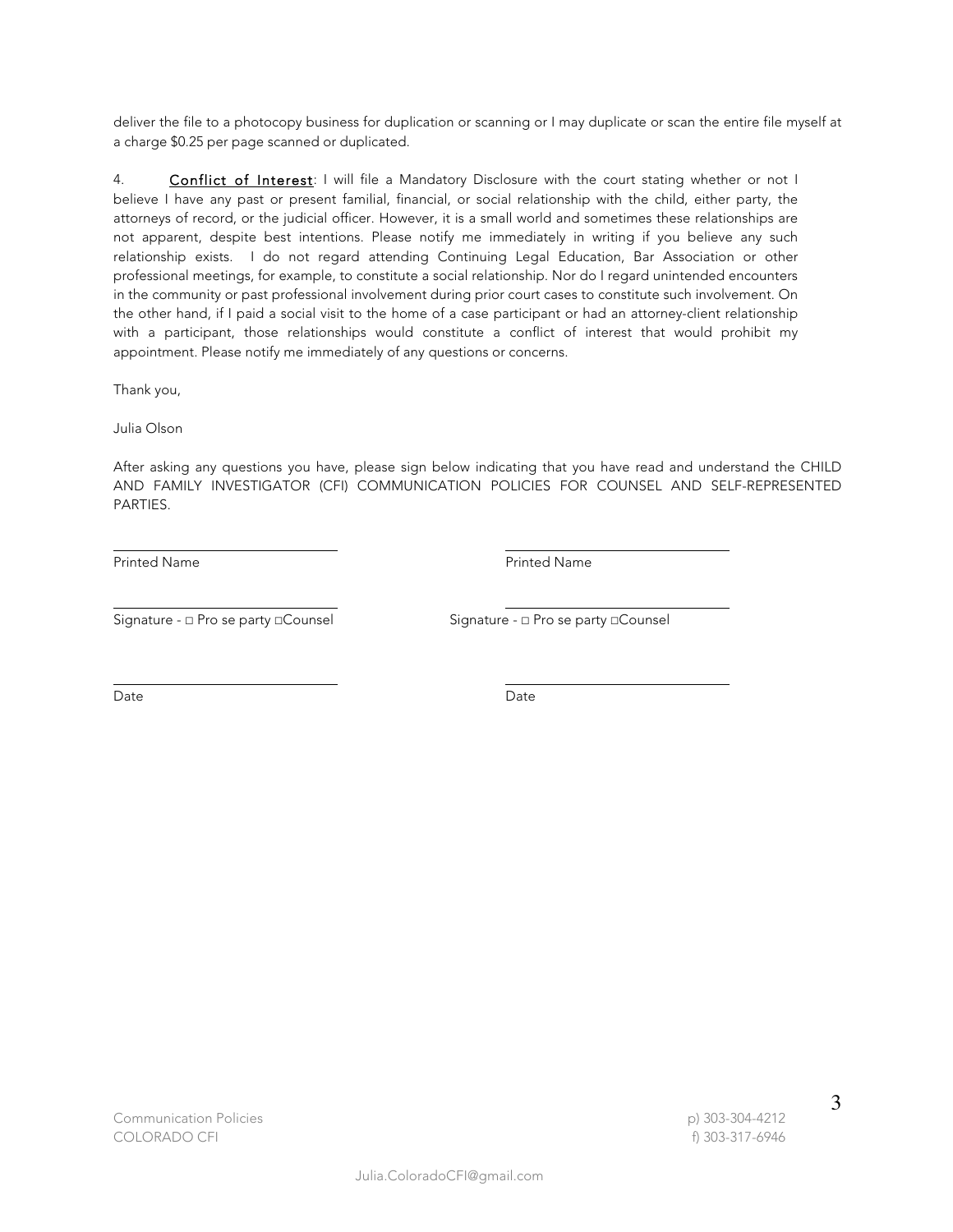deliver the file to a photocopy business for duplication or scanning or I may duplicate or scan the entire file myself at a charge $0.25 per page scanned or duplicated.

4. <u>Conflict of Interest</u>: I will file a Mandatory Disclosure with the court stating whether or not I believe I have any past or present familial, financial, or social relationship with the child, either party, the attorneys of record, or the judicial officer. However, it is a small world and sometimes these relationships are not apparent, despite best intentions. Please notify me immediately in writing if you believe any such relationship exists. I do not regard attending Continuing Legal Education, Bar Association or other professional meetings, for example, to constitute a social relationship. Nor do I regard unintended encounters in the community or past professional involvement during prior court cases to constitute such involvement. On the other hand, if I paid a social visit to the home of a case participant or had an attorney-client relationship with a participant, those relationships would constitute a conflict of interest that would prohibit my appointment. Please notify me immediately of any questions or concerns.

Thank you,

Julia Olson

After asking any questions you have, please sign below indicating that you have read and understand the CHILD AND FAMILY INVESTIGATOR (CFI) COMMUNICATION POLICIES FOR COUNSEL AND SELF-REPRESENTED PARTIES.

\_\_\_\_\_\_\_\_\_\_\_\_\_\_\_\_\_\_\_\_\_\_\_\_\_\_\_\_
Printed Name

\_\_\_\_\_\_\_\_\_\_\_\_\_\_\_\_\_\_\_\_\_\_\_\_\_\_\_\_
Signature - □ Pro se party □Counsel

\_\_\_\_\_\_\_\_\_\_\_\_\_\_\_\_\_\_\_\_\_\_\_\_\_\_\_\_
Date

\_\_\_\_\_\_\_\_\_\_\_\_\_\_\_\_\_\_\_\_\_\_\_\_\_\_\_\_
Printed Name

\_\_\_\_\_\_\_\_\_\_\_\_\_\_\_\_\_\_\_\_\_\_\_\_\_\_\_\_
Signature - □ Pro se party □Counsel

\_\_\_\_\_\_\_\_\_\_\_\_\_\_\_\_\_\_\_\_\_\_\_\_\_\_\_\_
Date